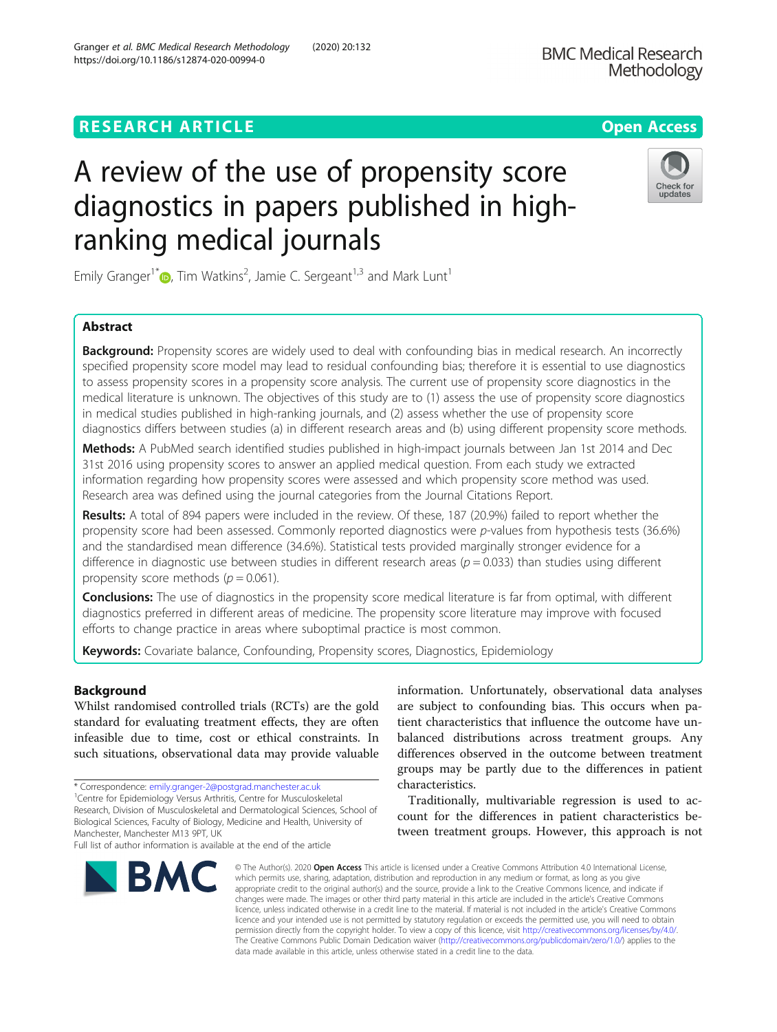RESEARCH ARTICLE

Open Access

# A review of the use of propensity score diagnostics in papers published in high-ranking medical journals

Emily Granger[1*], Tim Watkins[2], Jamie C. Sergeant[1,3] and Mark Lunt[1]

## Abstract

**Background:** Propensity scores are widely used to deal with confounding bias in medical research. An incorrectly specified propensity score model may lead to residual confounding bias; therefore it is essential to use diagnostics to assess propensity scores in a propensity score analysis. The current use of propensity score diagnostics in the medical literature is unknown. The objectives of this study are to (1) assess the use of propensity score diagnostics in medical studies published in high-ranking journals, and (2) assess whether the use of propensity score diagnostics differs between studies (a) in different research areas and (b) using different propensity score methods.

**Methods:** A PubMed search identified studies published in high-impact journals between Jan 1st 2014 and Dec 31st 2016 using propensity scores to answer an applied medical question. From each study we extracted information regarding how propensity scores were assessed and which propensity score method was used. Research area was defined using the journal categories from the Journal Citations Report.

**Results:** A total of 894 papers were included in the review. Of these, 187 (20.9%) failed to report whether the propensity score had been assessed. Commonly reported diagnostics were *p*-values from hypothesis tests (36.6%) and the standardised mean difference (34.6%). Statistical tests provided marginally stronger evidence for a difference in diagnostic use between studies in different research areas ($p = 0.033$) than studies using different propensity score methods ($p = 0.061$).

**Conclusions:** The use of diagnostics in the propensity score medical literature is far from optimal, with different diagnostics preferred in different areas of medicine. The propensity score literature may improve with focused efforts to change practice in areas where suboptimal practice is most common.

**Keywords:** Covariate balance, Confounding, Propensity scores, Diagnostics, Epidemiology

## Background

Whilst randomised controlled trials (RCTs) are the gold standard for evaluating treatment effects, they are often infeasible due to time, cost or ethical constraints. In such situations, observational data may provide valuable information. Unfortunately, observational data analyses are subject to confounding bias. This occurs when patient characteristics that influence the outcome have unbalanced distributions across treatment groups. Any differences observed in the outcome between treatment groups may be partly due to the differences in patient characteristics.

Traditionally, multivariable regression is used to account for the differences in patient characteristics between treatment groups. However, this approach is not

\* Correspondence: emily.granger-2@postgrad.manchester.ac.uk

[1]Centre for Epidemiology Versus Arthritis, Centre for Musculoskeletal Research, Division of Musculoskeletal and Dermatological Sciences, School of Biological Sciences, Faculty of Biology, Medicine and Health, University of Manchester, Manchester M13 9PT, UK

Full list of author information is available at the end of the article

© The Author(s). 2020 **Open Access** This article is licensed under a Creative Commons Attribution 4.0 International License, which permits use, sharing, adaptation, distribution and reproduction in any medium or format, as long as you give appropriate credit to the original author(s) and the source, provide a link to the Creative Commons licence, and indicate if changes were made. The images or other third party material in this article are included in the article's Creative Commons licence, unless indicated otherwise in a credit line to the material. If material is not included in the article's Creative Commons licence and your intended use is not permitted by statutory regulation or exceeds the permitted use, you will need to obtain permission directly from the copyright holder. To view a copy of this licence, visit http://creativecommons.org/licenses/by/4.0/. The Creative Commons Public Domain Dedication waiver (http://creativecommons.org/publicdomain/zero/1.0/) applies to the data made available in this article, unless otherwise stated in a credit line to the data.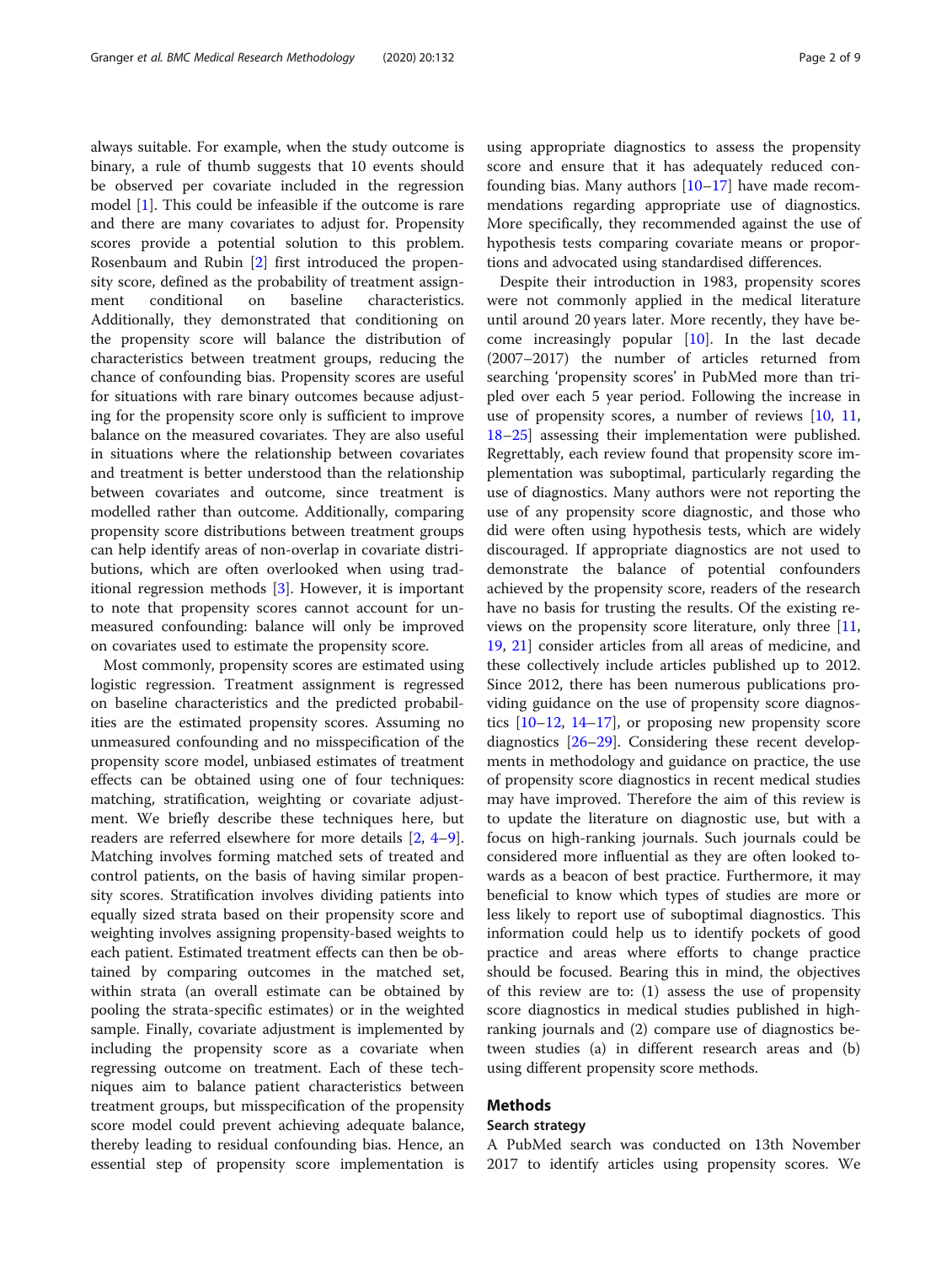always suitable. For example, when the study outcome is binary, a rule of thumb suggests that 10 events should be observed per covariate included in the regression model [1]. This could be infeasible if the outcome is rare and there are many covariates to adjust for. Propensity scores provide a potential solution to this problem. Rosenbaum and Rubin [2] first introduced the propensity score, defined as the probability of treatment assignment conditional on baseline characteristics. Additionally, they demonstrated that conditioning on the propensity score will balance the distribution of characteristics between treatment groups, reducing the chance of confounding bias. Propensity scores are useful for situations with rare binary outcomes because adjusting for the propensity score only is sufficient to improve balance on the measured covariates. They are also useful in situations where the relationship between covariates and treatment is better understood than the relationship between covariates and outcome, since treatment is modelled rather than outcome. Additionally, comparing propensity score distributions between treatment groups can help identify areas of non-overlap in covariate distributions, which are often overlooked when using traditional regression methods [3]. However, it is important to note that propensity scores cannot account for unmeasured confounding: balance will only be improved on covariates used to estimate the propensity score.

Most commonly, propensity scores are estimated using logistic regression. Treatment assignment is regressed on baseline characteristics and the predicted probabilities are the estimated propensity scores. Assuming no unmeasured confounding and no misspecification of the propensity score model, unbiased estimates of treatment effects can be obtained using one of four techniques: matching, stratification, weighting or covariate adjustment. We briefly describe these techniques here, but readers are referred elsewhere for more details [2, 4–9]. Matching involves forming matched sets of treated and control patients, on the basis of having similar propensity scores. Stratification involves dividing patients into equally sized strata based on their propensity score and weighting involves assigning propensity-based weights to each patient. Estimated treatment effects can then be obtained by comparing outcomes in the matched set, within strata (an overall estimate can be obtained by pooling the strata-specific estimates) or in the weighted sample. Finally, covariate adjustment is implemented by including the propensity score as a covariate when regressing outcome on treatment. Each of these techniques aim to balance patient characteristics between treatment groups, but misspecification of the propensity score model could prevent achieving adequate balance, thereby leading to residual confounding bias. Hence, an essential step of propensity score implementation is using appropriate diagnostics to assess the propensity score and ensure that it has adequately reduced confounding bias. Many authors [10–17] have made recommendations regarding appropriate use of diagnostics. More specifically, they recommended against the use of hypothesis tests comparing covariate means or proportions and advocated using standardised differences.

Despite their introduction in 1983, propensity scores were not commonly applied in the medical literature until around 20 years later. More recently, they have become increasingly popular [10]. In the last decade (2007–2017) the number of articles returned from searching 'propensity scores' in PubMed more than tripled over each 5 year period. Following the increase in use of propensity scores, a number of reviews [10, 11, 18–25] assessing their implementation were published. Regrettably, each review found that propensity score implementation was suboptimal, particularly regarding the use of diagnostics. Many authors were not reporting the use of any propensity score diagnostic, and those who did were often using hypothesis tests, which are widely discouraged. If appropriate diagnostics are not used to demonstrate the balance of potential confounders achieved by the propensity score, readers of the research have no basis for trusting the results. Of the existing reviews on the propensity score literature, only three [11, 19, 21] consider articles from all areas of medicine, and these collectively include articles published up to 2012. Since 2012, there has been numerous publications providing guidance on the use of propensity score diagnostics [10–12, 14–17], or proposing new propensity score diagnostics [26–29]. Considering these recent developments in methodology and guidance on practice, the use of propensity score diagnostics in recent medical studies may have improved. Therefore the aim of this review is to update the literature on diagnostic use, but with a focus on high-ranking journals. Such journals could be considered more influential as they are often looked towards as a beacon of best practice. Furthermore, it may beneficial to know which types of studies are more or less likely to report use of suboptimal diagnostics. This information could help us to identify pockets of good practice and areas where efforts to change practice should be focused. Bearing this in mind, the objectives of this review are to: (1) assess the use of propensity score diagnostics in medical studies published in high-ranking journals and (2) compare use of diagnostics between studies (a) in different research areas and (b) using different propensity score methods.

## Methods

### Search strategy

A PubMed search was conducted on 13th November 2017 to identify articles using propensity scores. We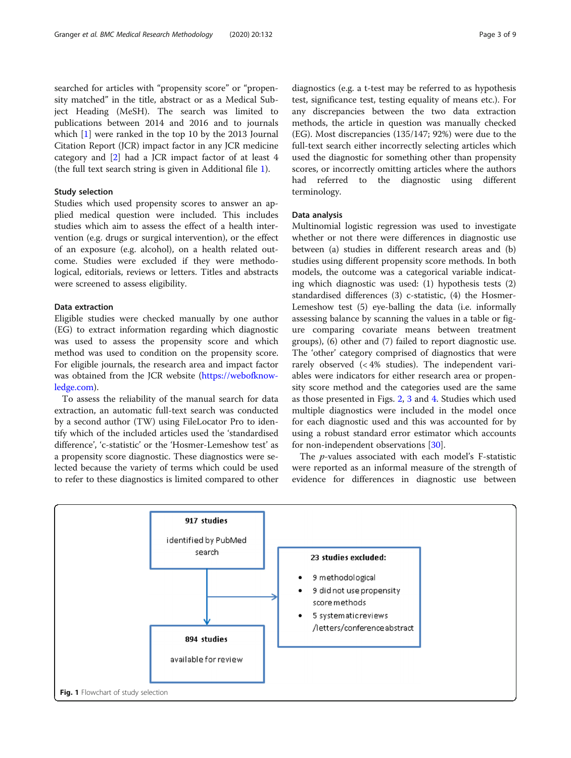searched for articles with "propensity score" or "propensity matched" in the title, abstract or as a Medical Subject Heading (MeSH). The search was limited to publications between 2014 and 2016 and to journals which [1] were ranked in the top 10 by the 2013 Journal Citation Report (JCR) impact factor in any JCR medicine category and [2] had a JCR impact factor of at least 4 (the full text search string is given in Additional file 1).

### Study selection

Studies which used propensity scores to answer an applied medical question were included. This includes studies which aim to assess the effect of a health intervention (e.g. drugs or surgical intervention), or the effect of an exposure (e.g. alcohol), on a health related outcome. Studies were excluded if they were methodological, editorials, reviews or letters. Titles and abstracts were screened to assess eligibility.

### Data extraction

Eligible studies were checked manually by one author (EG) to extract information regarding which diagnostic was used to assess the propensity score and which method was used to condition on the propensity score. For eligible journals, the research area and impact factor was obtained from the JCR website (https://webofknowledge.com).

To assess the reliability of the manual search for data extraction, an automatic full-text search was conducted by a second author (TW) using FileLocator Pro to identify which of the included articles used the 'standardised difference', 'c-statistic' or the 'Hosmer-Lemeshow test' as a propensity score diagnostic. These diagnostics were selected because the variety of terms which could be used to refer to these diagnostics is limited compared to other diagnostics (e.g. a t-test may be referred to as hypothesis test, significance test, testing equality of means etc.). For any discrepancies between the two data extraction methods, the article in question was manually checked (EG). Most discrepancies (135/147; 92%) were due to the full-text search either incorrectly selecting articles which used the diagnostic for something other than propensity scores, or incorrectly omitting articles where the authors had referred to the diagnostic using different terminology.

### Data analysis

Multinomial logistic regression was used to investigate whether or not there were differences in diagnostic use between (a) studies in different research areas and (b) studies using different propensity score methods. In both models, the outcome was a categorical variable indicating which diagnostic was used: (1) hypothesis tests (2) standardised differences (3) c-statistic, (4) the Hosmer-Lemeshow test (5) eye-balling the data (i.e. informally assessing balance by scanning the values in a table or figure comparing covariate means between treatment groups), (6) other and (7) failed to report diagnostic use. The 'other' category comprised of diagnostics that were rarely observed (< 4% studies). The independent variables were indicators for either research area or propensity score method and the categories used are the same as those presented in Figs. 2, 3 and 4. Studies which used multiple diagnostics were included in the model once for each diagnostic used and this was accounted for by using a robust standard error estimator which accounts for non-independent observations [30].

The $p$-values associated with each model's F-statistic were reported as an informal measure of the strength of evidence for differences in diagnostic use between

**917 studies**

identified by PubMed search

**23 studies excluded:**

- 9 methodological
- 9 did not use propensity score methods
- 5 systematic reviews /letters/conference abstract

**894 studies**

available for review

**Fig. 1** Flowchart of study selection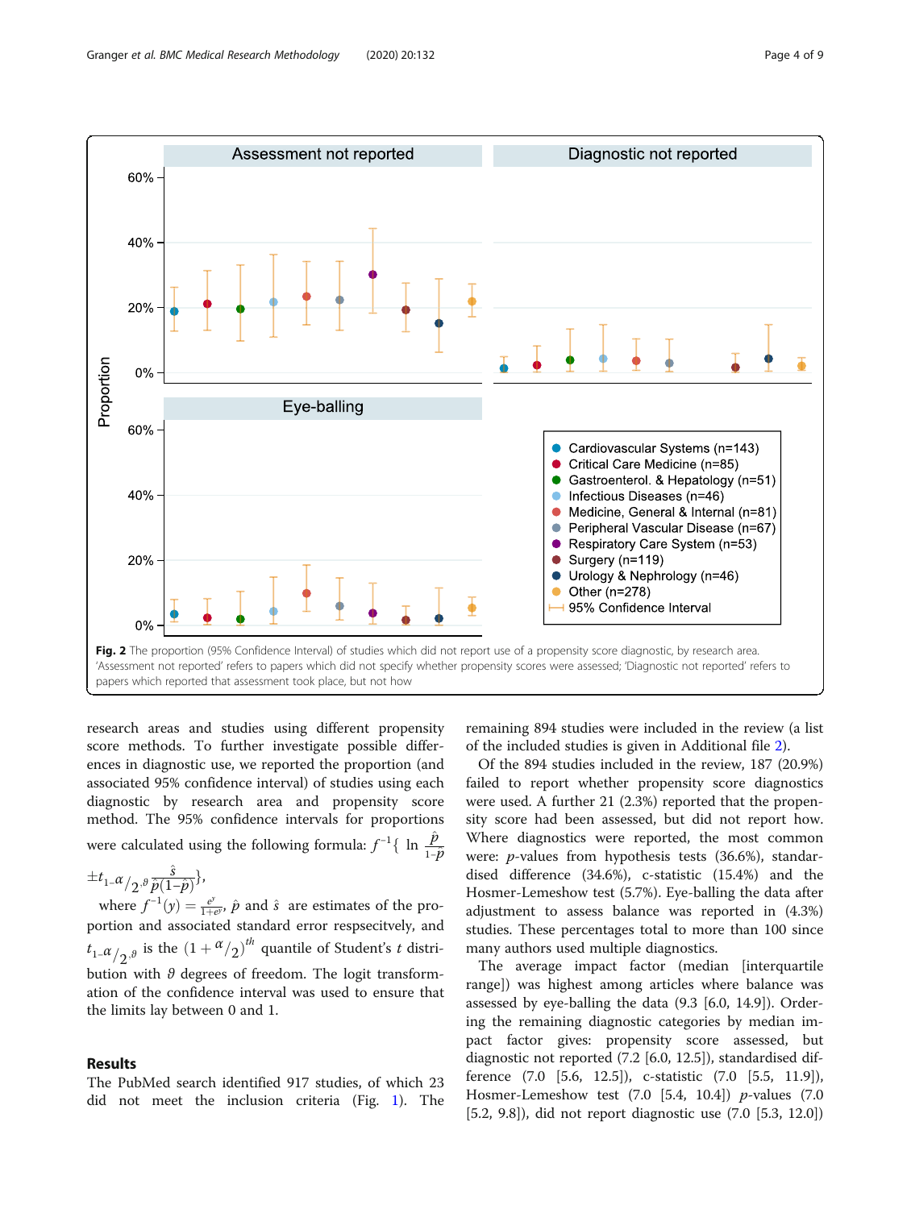Fig. 2 The proportion (95% Confidence Interval) of studies which did not report use of a propensity score diagnostic, by research area. 'Assessment not reported' refers to papers which did not specify whether propensity scores were assessed; 'Diagnostic not reported' refers to papers which reported that assessment took place, but not how

research areas and studies using different propensity score methods. To further investigate possible differences in diagnostic use, we reported the proportion (and associated 95% confidence interval) of studies using each diagnostic by research area and propensity score method. The 95% confidence intervals for proportions were calculated using the following formula: $f^{-1}\{\ \ln \frac{\hat{p}}{1-\hat{p}} \pm t_{1-\alpha/2,\vartheta} \frac{\hat{s}}{\hat{p}(1-\hat{p})}\}$,

where $f^{-1}(y) = \frac{e^y}{1+e^y}$, $\hat{p}$ and $\hat{s}$ are estimates of the proportion and associated standard error respsecitvely, and $t_{1-\alpha/2,\vartheta}$ is the $(1+\alpha/2)^{th}$ quantile of Student's $t$ distribution with $\vartheta$ degrees of freedom. The logit transformation of the confidence interval was used to ensure that the limits lay between 0 and 1.

## Results

The PubMed search identified 917 studies, of which 23 did not meet the inclusion criteria (Fig. 1). The remaining 894 studies were included in the review (a list of the included studies is given in Additional file 2).

Of the 894 studies included in the review, 187 (20.9%) failed to report whether propensity score diagnostics were used. A further 21 (2.3%) reported that the propensity score had been assessed, but did not report how. Where diagnostics were reported, the most common were: *p*-values from hypothesis tests (36.6%), standardised difference (34.6%), c-statistic (15.4%) and the Hosmer-Lemeshow test (5.7%). Eye-balling the data after adjustment to assess balance was reported in (4.3%) studies. These percentages total to more than 100 since many authors used multiple diagnostics.

The average impact factor (median [interquartile range]) was highest among articles where balance was assessed by eye-balling the data (9.3 [6.0, 14.9]). Ordering the remaining diagnostic categories by median impact factor gives: propensity score assessed, but diagnostic not reported (7.2 [6.0, 12.5]), standardised difference (7.0 [5.6, 12.5]), c-statistic (7.0 [5.5, 11.9]), Hosmer-Lemeshow test (7.0 [5.4, 10.4]) *p*-values (7.0 [5.2, 9.8]), did not report diagnostic use (7.0 [5.3, 12.0])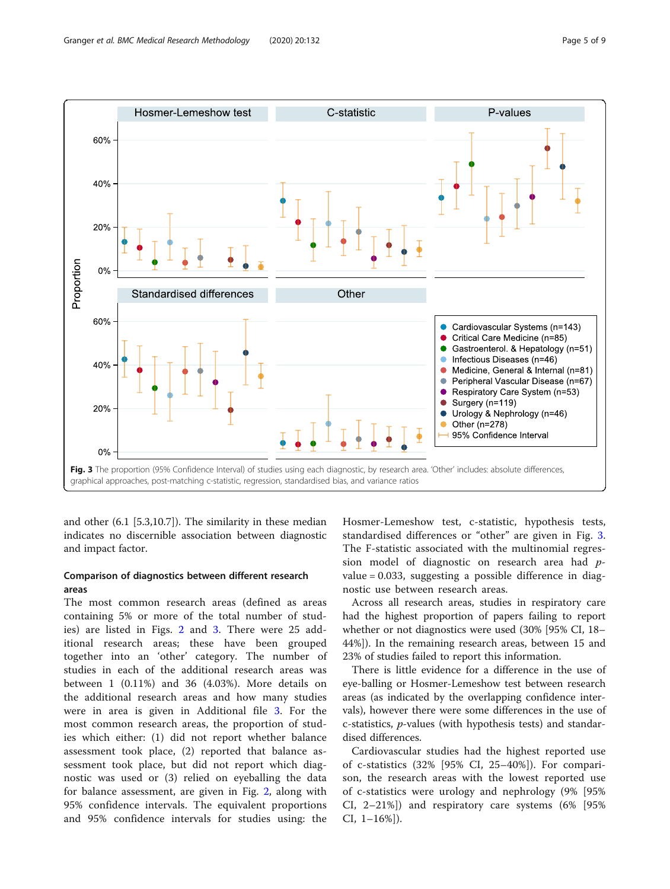Fig. 3 The proportion (95% Confidence Interval) of studies using each diagnostic, by research area. 'Other' includes: absolute differences, graphical approaches, post-matching c-statistic, regression, standardised bias, and variance ratios

and other (6.1 [5.3,10.7]). The similarity in these median indicates no discernible association between diagnostic and impact factor.

### Comparison of diagnostics between different research areas

The most common research areas (defined as areas containing 5% or more of the total number of studies) are listed in Figs. 2 and 3. There were 25 additional research areas; these have been grouped together into an 'other' category. The number of studies in each of the additional research areas was between 1 (0.11%) and 36 (4.03%). More details on the additional research areas and how many studies were in area is given in Additional file 3. For the most common research areas, the proportion of studies which either: (1) did not report whether balance assessment took place, (2) reported that balance assessment took place, but did not report which diagnostic was used or (3) relied on eyeballing the data for balance assessment, are given in Fig. 2, along with 95% confidence intervals. The equivalent proportions and 95% confidence intervals for studies using: the Hosmer-Lemeshow test, c-statistic, hypothesis tests, standardised differences or "other" are given in Fig. 3. The F-statistic associated with the multinomial regression model of diagnostic on research area had $p$-value = 0.033, suggesting a possible difference in diagnostic use between research areas.

Across all research areas, studies in respiratory care had the highest proportion of papers failing to report whether or not diagnostics were used (30% [95% CI, 18–44%]). In the remaining research areas, between 15 and 23% of studies failed to report this information.

There is little evidence for a difference in the use of eye-balling or Hosmer-Lemeshow test between research areas (as indicated by the overlapping confidence intervals), however there were some differences in the use of c-statistics, $p$-values (with hypothesis tests) and standardised differences.

Cardiovascular studies had the highest reported use of c-statistics (32% [95% CI, 25–40%]). For comparison, the research areas with the lowest reported use of c-statistics were urology and nephrology (9% [95% CI, 2–21%]) and respiratory care systems (6% [95% CI, 1–16%]).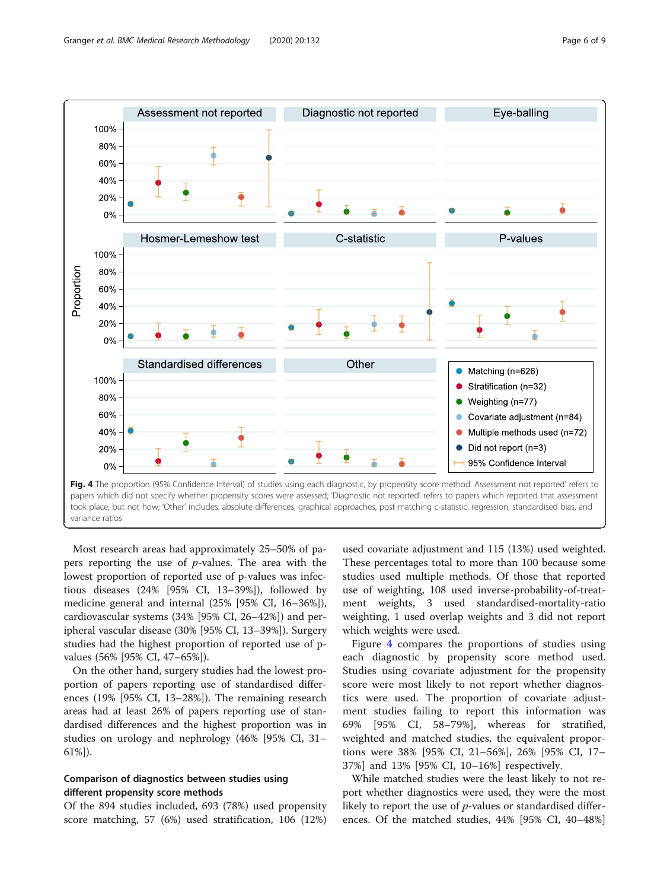**Fig. 4** The proportion (95% Confidence Interval) of studies using each diagnostic, by propensity score method. Assessment not reported' refers to papers which did not specify whether propensity scores were assessed; 'Diagnostic not reported' refers to papers which reported that assessment took place, but not how; 'Other' includes: absolute differences, graphical approaches, post-matching c-statistic, regression, standardised bias, and variance ratios

Most research areas had approximately 25–50% of papers reporting the use of *p*-values. The area with the lowest proportion of reported use of p-values was infectious diseases (24% [95% CI, 13–39%]), followed by medicine general and internal (25% [95% CI, 16–36%]), cardiovascular systems (34% [95% CI, 26–42%]) and peripheral vascular disease (30% [95% CI, 13–39%]). Surgery studies had the highest proportion of reported use of p-values (56% [95% CI, 47–65%]).

On the other hand, surgery studies had the lowest proportion of papers reporting use of standardised differences (19% [95% CI, 13–28%]). The remaining research areas had at least 26% of papers reporting use of standardised differences and the highest proportion was in studies on urology and nephrology (46% [95% CI, 31–61%]).

### Comparison of diagnostics between studies using different propensity score methods

Of the 894 studies included, 693 (78%) used propensity score matching, 57 (6%) used stratification, 106 (12%) used covariate adjustment and 115 (13%) used weighted. These percentages total to more than 100 because some studies used multiple methods. Of those that reported use of weighting, 108 used inverse-probability-of-treatment weights, 3 used standardised-mortality-ratio weighting, 1 used overlap weights and 3 did not report which weights were used.

Figure 4 compares the proportions of studies using each diagnostic by propensity score method used. Studies using covariate adjustment for the propensity score were most likely to not report whether diagnostics were used. The proportion of covariate adjustment studies failing to report this information was 69% [95% CI, 58–79%], whereas for stratified, weighted and matched studies, the equivalent proportions were 38% [95% CI, 21–56%], 26% [95% CI, 17–37%] and 13% [95% CI, 10–16%] respectively.

While matched studies were the least likely to not report whether diagnostics were used, they were the most likely to report the use of *p*-values or standardised differences. Of the matched studies, 44% [95% CI, 40–48%]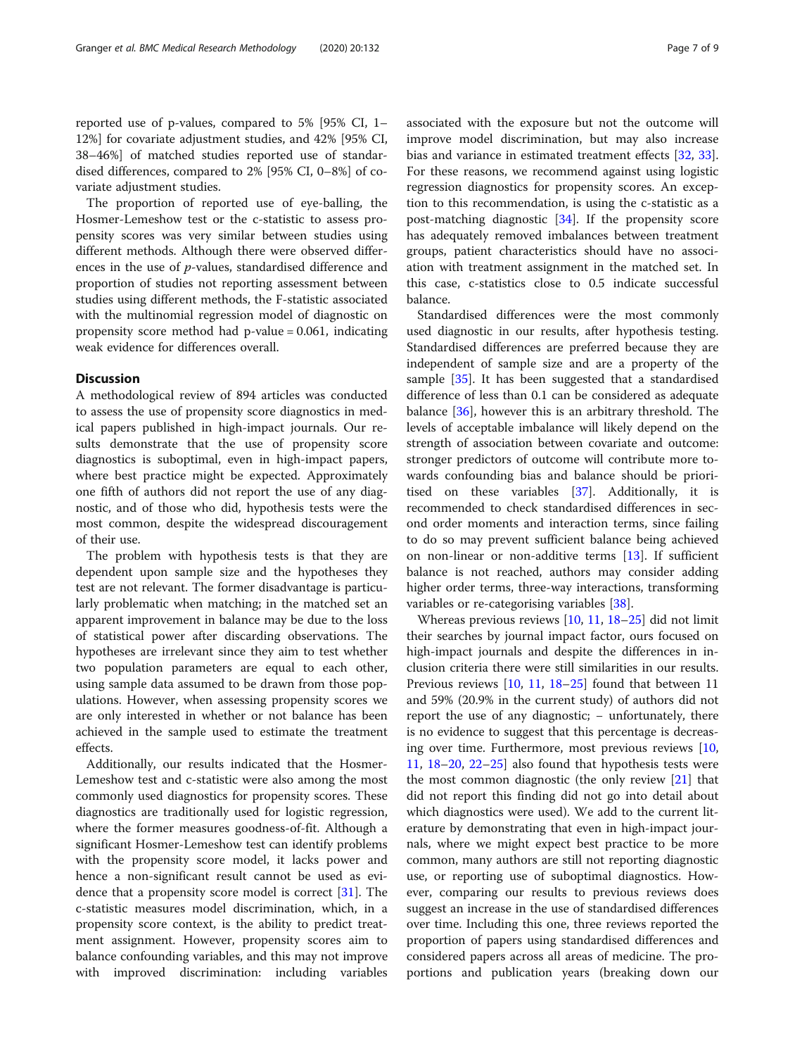reported use of p-values, compared to 5% [95% CI, 1–12%] for covariate adjustment studies, and 42% [95% CI, 38–46%] of matched studies reported use of standardised differences, compared to 2% [95% CI, 0–8%] of covariate adjustment studies.

The proportion of reported use of eye-balling, the Hosmer-Lemeshow test or the c-statistic to assess propensity scores was very similar between studies using different methods. Although there were observed differences in the use of *p*-values, standardised difference and proportion of studies not reporting assessment between studies using different methods, the F-statistic associated with the multinomial regression model of diagnostic on propensity score method had p-value = 0.061, indicating weak evidence for differences overall.

## Discussion

A methodological review of 894 articles was conducted to assess the use of propensity score diagnostics in medical papers published in high-impact journals. Our results demonstrate that the use of propensity score diagnostics is suboptimal, even in high-impact papers, where best practice might be expected. Approximately one fifth of authors did not report the use of any diagnostic, and of those who did, hypothesis tests were the most common, despite the widespread discouragement of their use.

The problem with hypothesis tests is that they are dependent upon sample size and the hypotheses they test are not relevant. The former disadvantage is particularly problematic when matching; in the matched set an apparent improvement in balance may be due to the loss of statistical power after discarding observations. The hypotheses are irrelevant since they aim to test whether two population parameters are equal to each other, using sample data assumed to be drawn from those populations. However, when assessing propensity scores we are only interested in whether or not balance has been achieved in the sample used to estimate the treatment effects.

Additionally, our results indicated that the Hosmer-Lemeshow test and c-statistic were also among the most commonly used diagnostics for propensity scores. These diagnostics are traditionally used for logistic regression, where the former measures goodness-of-fit. Although a significant Hosmer-Lemeshow test can identify problems with the propensity score model, it lacks power and hence a non-significant result cannot be used as evidence that a propensity score model is correct [31]. The c-statistic measures model discrimination, which, in a propensity score context, is the ability to predict treatment assignment. However, propensity scores aim to balance confounding variables, and this may not improve with improved discrimination: including variables associated with the exposure but not the outcome will improve model discrimination, but may also increase bias and variance in estimated treatment effects [32, 33]. For these reasons, we recommend against using logistic regression diagnostics for propensity scores. An exception to this recommendation, is using the c-statistic as a post-matching diagnostic [34]. If the propensity score has adequately removed imbalances between treatment groups, patient characteristics should have no association with treatment assignment in the matched set. In this case, c-statistics close to 0.5 indicate successful balance.

Standardised differences were the most commonly used diagnostic in our results, after hypothesis testing. Standardised differences are preferred because they are independent of sample size and are a property of the sample [35]. It has been suggested that a standardised difference of less than 0.1 can be considered as adequate balance [36], however this is an arbitrary threshold. The levels of acceptable imbalance will likely depend on the strength of association between covariate and outcome: stronger predictors of outcome will contribute more towards confounding bias and balance should be prioritised on these variables [37]. Additionally, it is recommended to check standardised differences in second order moments and interaction terms, since failing to do so may prevent sufficient balance being achieved on non-linear or non-additive terms [13]. If sufficient balance is not reached, authors may consider adding higher order terms, three-way interactions, transforming variables or re-categorising variables [38].

Whereas previous reviews [10, 11, 18–25] did not limit their searches by journal impact factor, ours focused on high-impact journals and despite the differences in inclusion criteria there were still similarities in our results. Previous reviews [10, 11, 18–25] found that between 11 and 59% (20.9% in the current study) of authors did not report the use of any diagnostic; – unfortunately, there is no evidence to suggest that this percentage is decreasing over time. Furthermore, most previous reviews [10, 11, 18–20, 22–25] also found that hypothesis tests were the most common diagnostic (the only review [21] that did not report this finding did not go into detail about which diagnostics were used). We add to the current literature by demonstrating that even in high-impact journals, where we might expect best practice to be more common, many authors are still not reporting diagnostic use, or reporting use of suboptimal diagnostics. However, comparing our results to previous reviews does suggest an increase in the use of standardised differences over time. Including this one, three reviews reported the proportion of papers using standardised differences and considered papers across all areas of medicine. The proportions and publication years (breaking down our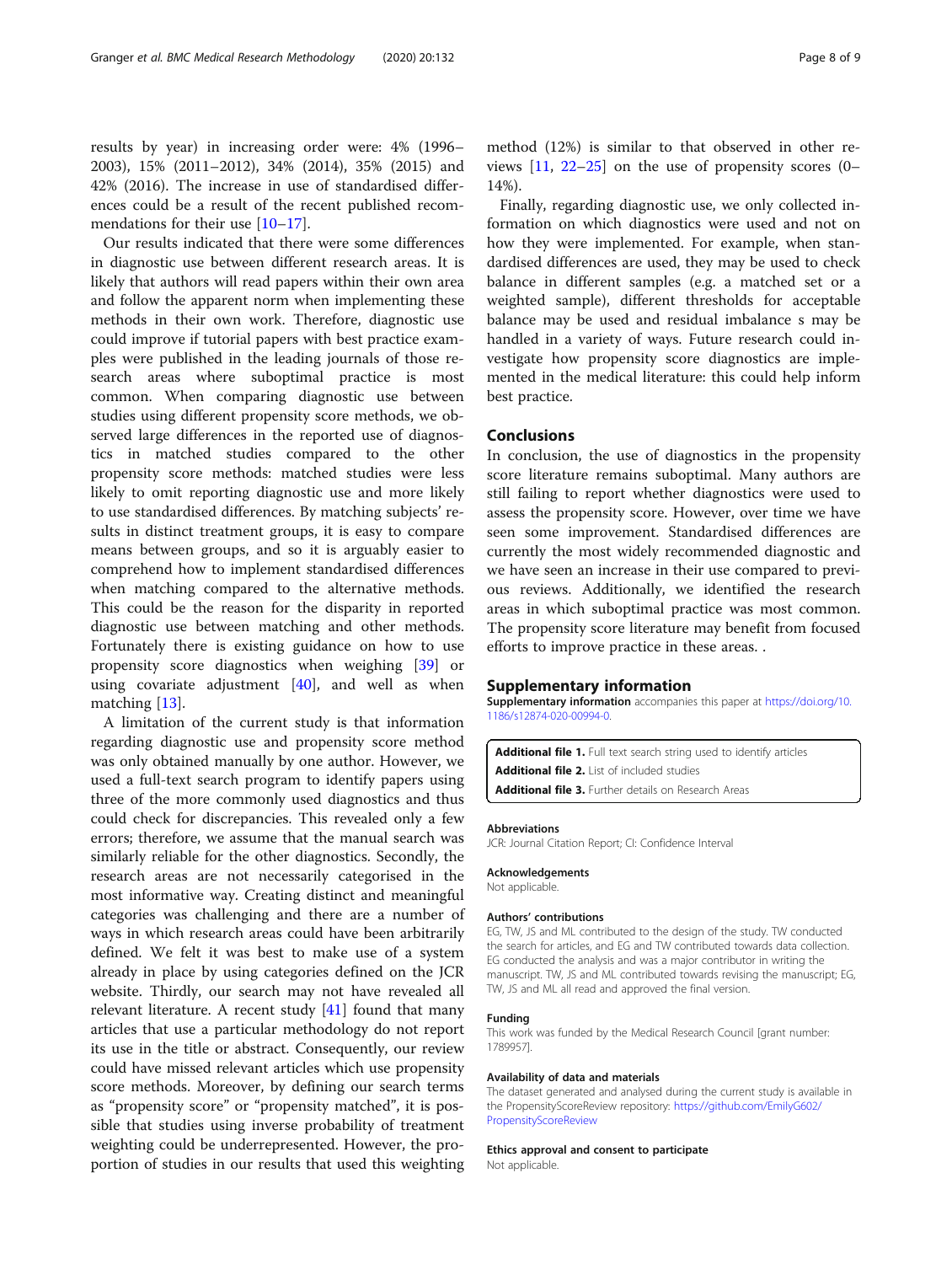results by year) in increasing order were: 4% (1996–2003), 15% (2011–2012), 34% (2014), 35% (2015) and 42% (2016). The increase in use of standardised differences could be a result of the recent published recommendations for their use [10–17].

Our results indicated that there were some differences in diagnostic use between different research areas. It is likely that authors will read papers within their own area and follow the apparent norm when implementing these methods in their own work. Therefore, diagnostic use could improve if tutorial papers with best practice examples were published in the leading journals of those research areas where suboptimal practice is most common. When comparing diagnostic use between studies using different propensity score methods, we observed large differences in the reported use of diagnostics in matched studies compared to the other propensity score methods: matched studies were less likely to omit reporting diagnostic use and more likely to use standardised differences. By matching subjects' results in distinct treatment groups, it is easy to compare means between groups, and so it is arguably easier to comprehend how to implement standardised differences when matching compared to the alternative methods. This could be the reason for the disparity in reported diagnostic use between matching and other methods. Fortunately there is existing guidance on how to use propensity score diagnostics when weighing [39] or using covariate adjustment [40], and well as when matching [13].

A limitation of the current study is that information regarding diagnostic use and propensity score method was only obtained manually by one author. However, we used a full-text search program to identify papers using three of the more commonly used diagnostics and thus could check for discrepancies. This revealed only a few errors; therefore, we assume that the manual search was similarly reliable for the other diagnostics. Secondly, the research areas are not necessarily categorised in the most informative way. Creating distinct and meaningful categories was challenging and there are a number of ways in which research areas could have been arbitrarily defined. We felt it was best to make use of a system already in place by using categories defined on the JCR website. Thirdly, our search may not have revealed all relevant literature. A recent study [41] found that many articles that use a particular methodology do not report its use in the title or abstract. Consequently, our review could have missed relevant articles which use propensity score methods. Moreover, by defining our search terms as "propensity score" or "propensity matched", it is possible that studies using inverse probability of treatment weighting could be underrepresented. However, the proportion of studies in our results that used this weighting method (12%) is similar to that observed in other reviews [11, 22–25] on the use of propensity scores (0–14%).

Finally, regarding diagnostic use, we only collected information on which diagnostics were used and not on how they were implemented. For example, when standardised differences are used, they may be used to check balance in different samples (e.g. a matched set or a weighted sample), different thresholds for acceptable balance may be used and residual imbalance s may be handled in a variety of ways. Future research could investigate how propensity score diagnostics are implemented in the medical literature: this could help inform best practice.

## Conclusions

In conclusion, the use of diagnostics in the propensity score literature remains suboptimal. Many authors are still failing to report whether diagnostics were used to assess the propensity score. However, over time we have seen some improvement. Standardised differences are currently the most widely recommended diagnostic and we have seen an increase in their use compared to previous reviews. Additionally, we identified the research areas in which suboptimal practice was most common. The propensity score literature may benefit from focused efforts to improve practice in these areas. .

## Supplementary information

**Supplementary information** accompanies this paper at https://doi.org/10.1186/s12874-020-00994-0.

**Additional file 1.** Full text search string used to identify articles
**Additional file 2.** List of included studies
**Additional file 3.** Further details on Research Areas

#### Abbreviations

JCR: Journal Citation Report; CI: Confidence Interval

#### Acknowledgements

Not applicable.

#### Authors' contributions

EG, TW, JS and ML contributed to the design of the study. TW conducted the search for articles, and EG and TW contributed towards data collection. EG conducted the analysis and was a major contributor in writing the manuscript. TW, JS and ML contributed towards revising the manuscript; EG, TW, JS and ML all read and approved the final version.

#### Funding

This work was funded by the Medical Research Council [grant number: 1789957].

#### Availability of data and materials

The dataset generated and analysed during the current study is available in the PropensityScoreReview repository: https://github.com/EmilyG602/PropensityScoreReview

#### Ethics approval and consent to participate

Not applicable.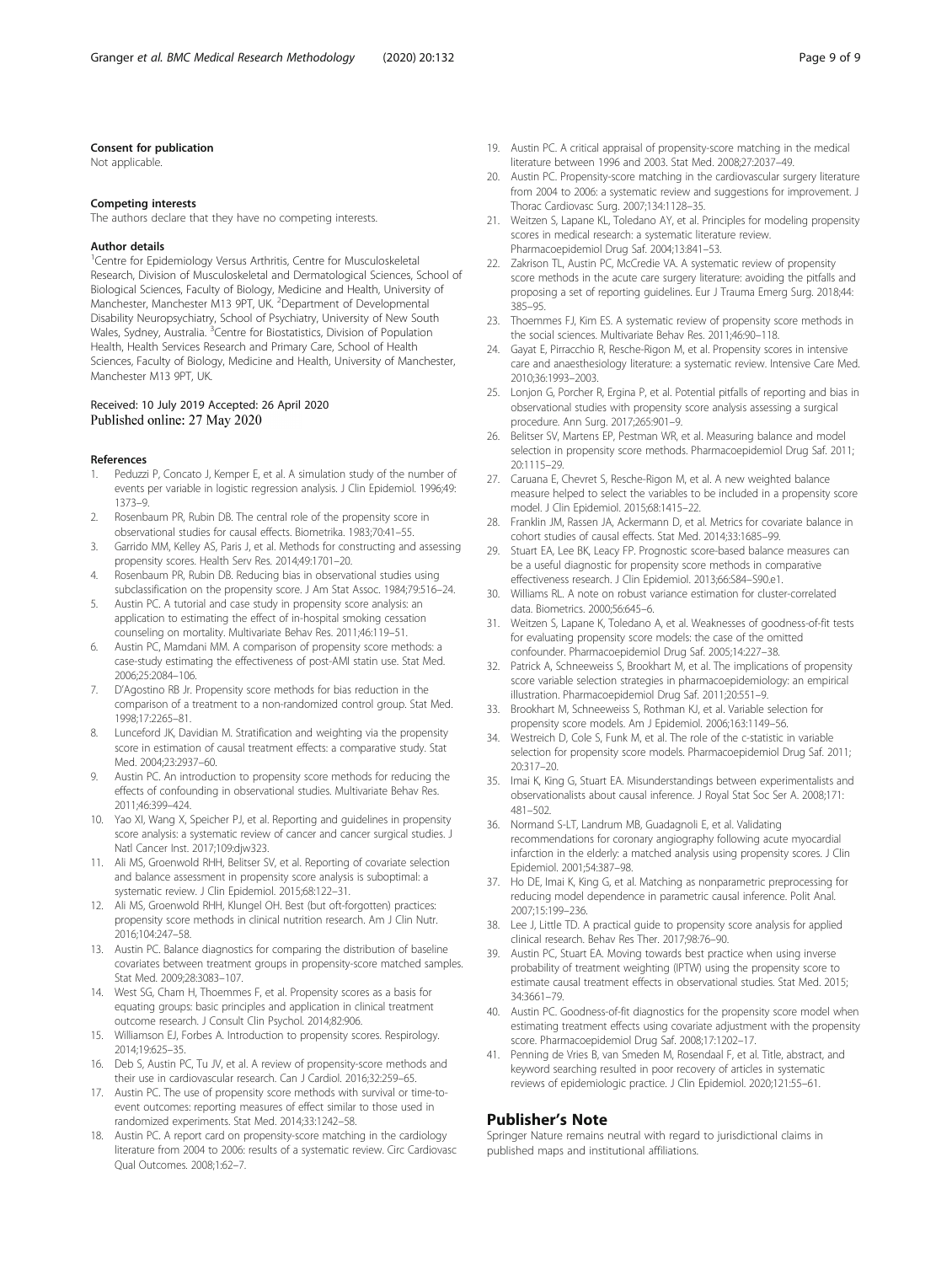#### Consent for publication

Not applicable.

#### Competing interests

The authors declare that they have no competing interests.

#### Author details

[1]Centre for Epidemiology Versus Arthritis, Centre for Musculoskeletal Research, Division of Musculoskeletal and Dermatological Sciences, School of Biological Sciences, Faculty of Biology, Medicine and Health, University of Manchester, Manchester M13 9PT, UK. [2]Department of Developmental Disability Neuropsychiatry, School of Psychiatry, University of New South Wales, Sydney, Australia. [3]Centre for Biostatistics, Division of Population Health, Health Services Research and Primary Care, School of Health Sciences, Faculty of Biology, Medicine and Health, University of Manchester, Manchester M13 9PT, UK.

Received: 10 July 2019 Accepted: 26 April 2020
Published online: 27 May 2020

#### References

1. Peduzzi P, Concato J, Kemper E, et al. A simulation study of the number of events per variable in logistic regression analysis. J Clin Epidemiol. 1996;49: 1373–9.
2. Rosenbaum PR, Rubin DB. The central role of the propensity score in observational studies for causal effects. Biometrika. 1983;70:41–55.
3. Garrido MM, Kelley AS, Paris J, et al. Methods for constructing and assessing propensity scores. Health Serv Res. 2014;49:1701–20.
4. Rosenbaum PR, Rubin DB. Reducing bias in observational studies using subclassification on the propensity score. J Am Stat Assoc. 1984;79:516–24.
5. Austin PC. A tutorial and case study in propensity score analysis: an application to estimating the effect of in-hospital smoking cessation counseling on mortality. Multivariate Behav Res. 2011;46:119–51.
6. Austin PC, Mamdani MM. A comparison of propensity score methods: a case-study estimating the effectiveness of post-AMI statin use. Stat Med. 2006;25:2084–106.
7. D'Agostino RB Jr. Propensity score methods for bias reduction in the comparison of a treatment to a non-randomized control group. Stat Med. 1998;17:2265–81.
8. Lunceford JK, Davidian M. Stratification and weighting via the propensity score in estimation of causal treatment effects: a comparative study. Stat Med. 2004;23:2937–60.
9. Austin PC. An introduction to propensity score methods for reducing the effects of confounding in observational studies. Multivariate Behav Res. 2011;46:399–424.
10. Yao XI, Wang X, Speicher PJ, et al. Reporting and guidelines in propensity score analysis: a systematic review of cancer and cancer surgical studies. J Natl Cancer Inst. 2017;109:djw323.
11. Ali MS, Groenwold RHH, Belitser SV, et al. Reporting of covariate selection and balance assessment in propensity score analysis is suboptimal: a systematic review. J Clin Epidemiol. 2015;68:122–31.
12. Ali MS, Groenwold RHH, Klungel OH. Best (but oft-forgotten) practices: propensity score methods in clinical nutrition research. Am J Clin Nutr. 2016;104:247–58.
13. Austin PC. Balance diagnostics for comparing the distribution of baseline covariates between treatment groups in propensity-score matched samples. Stat Med. 2009;28:3083–107.
14. West SG, Cham H, Thoemmes F, et al. Propensity scores as a basis for equating groups: basic principles and application in clinical treatment outcome research. J Consult Clin Psychol. 2014;82:906.
15. Williamson EJ, Forbes A. Introduction to propensity scores. Respirology. 2014;19:625–35.
16. Deb S, Austin PC, Tu JV, et al. A review of propensity-score methods and their use in cardiovascular research. Can J Cardiol. 2016;32:259–65.
17. Austin PC. The use of propensity score methods with survival or time-to-event outcomes: reporting measures of effect similar to those used in randomized experiments. Stat Med. 2014;33:1242–58.
18. Austin PC. A report card on propensity-score matching in the cardiology literature from 2004 to 2006: results of a systematic review. Circ Cardiovasc Qual Outcomes. 2008;1:62–7.
19. Austin PC. A critical appraisal of propensity-score matching in the medical literature between 1996 and 2003. Stat Med. 2008;27:2037–49.
20. Austin PC. Propensity-score matching in the cardiovascular surgery literature from 2004 to 2006: a systematic review and suggestions for improvement. J Thorac Cardiovasc Surg. 2007;134:1128–35.
21. Weitzen S, Lapane KL, Toledano AY, et al. Principles for modeling propensity scores in medical research: a systematic literature review. Pharmacoepidemiol Drug Saf. 2004;13:841–53.
22. Zakrison TL, Austin PC, McCredie VA. A systematic review of propensity score methods in the acute care surgery literature: avoiding the pitfalls and proposing a set of reporting guidelines. Eur J Trauma Emerg Surg. 2018;44: 385–95.
23. Thoemmes FJ, Kim ES. A systematic review of propensity score methods in the social sciences. Multivariate Behav Res. 2011;46:90–118.
24. Gayat E, Pirracchio R, Resche-Rigon M, et al. Propensity scores in intensive care and anaesthesiology literature: a systematic review. Intensive Care Med. 2010;36:1993–2003.
25. Lonjon G, Porcher R, Ergina P, et al. Potential pitfalls of reporting and bias in observational studies with propensity score analysis assessing a surgical procedure. Ann Surg. 2017;265:901–9.
26. Belitser SV, Martens EP, Pestman WR, et al. Measuring balance and model selection in propensity score methods. Pharmacoepidemiol Drug Saf. 2011; 20:1115–29.
27. Caruana E, Chevret S, Resche-Rigon M, et al. A new weighted balance measure helped to select the variables to be included in a propensity score model. J Clin Epidemiol. 2015;68:1415–22.
28. Franklin JM, Rassen JA, Ackermann D, et al. Metrics for covariate balance in cohort studies of causal effects. Stat Med. 2014;33:1685–99.
29. Stuart EA, Lee BK, Leacy FP. Prognostic score-based balance measures can be a useful diagnostic for propensity score methods in comparative effectiveness research. J Clin Epidemiol. 2013;66:S84–S90.e1.
30. Williams RL. A note on robust variance estimation for cluster-correlated data. Biometrics. 2000;56:645–6.
31. Weitzen S, Lapane K, Toledano A, et al. Weaknesses of goodness-of-fit tests for evaluating propensity score models: the case of the omitted confounder. Pharmacoepidemiol Drug Saf. 2005;14:227–38.
32. Patrick A, Schneeweiss S, Brookhart M, et al. The implications of propensity score variable selection strategies in pharmacoepidemiology: an empirical illustration. Pharmacoepidemiol Drug Saf. 2011;20:551–9.
33. Brookhart M, Schneeweiss S, Rothman KJ, et al. Variable selection for propensity score models. Am J Epidemiol. 2006;163:1149–56.
34. Westreich D, Cole S, Funk M, et al. The role of the c-statistic in variable selection for propensity score models. Pharmacoepidemiol Drug Saf. 2011; 20:317–20.
35. Imai K, King G, Stuart EA. Misunderstandings between experimentalists and observationalists about causal inference. J Royal Stat Soc Ser A. 2008;171: 481–502.
36. Normand S-LT, Landrum MB, Guadagnoli E, et al. Validating recommendations for coronary angiography following acute myocardial infarction in the elderly: a matched analysis using propensity scores. J Clin Epidemiol. 2001;54:387–98.
37. Ho DE, Imai K, King G, et al. Matching as nonparametric preprocessing for reducing model dependence in parametric causal inference. Polit Anal. 2007;15:199–236.
38. Lee J, Little TD. A practical guide to propensity score analysis for applied clinical research. Behav Res Ther. 2017;98:76–90.
39. Austin PC, Stuart EA. Moving towards best practice when using inverse probability of treatment weighting (IPTW) using the propensity score to estimate causal treatment effects in observational studies. Stat Med. 2015; 34:3661–79.
40. Austin PC. Goodness-of-fit diagnostics for the propensity score model when estimating treatment effects using covariate adjustment with the propensity score. Pharmacoepidemiol Drug Saf. 2008;17:1202–17.
41. Penning de Vries B, van Smeden M, Rosendaal F, et al. Title, abstract, and keyword searching resulted in poor recovery of articles in systematic reviews of epidemiologic practice. J Clin Epidemiol. 2020;121:55–61.

## Publisher's Note

Springer Nature remains neutral with regard to jurisdictional claims in published maps and institutional affiliations.